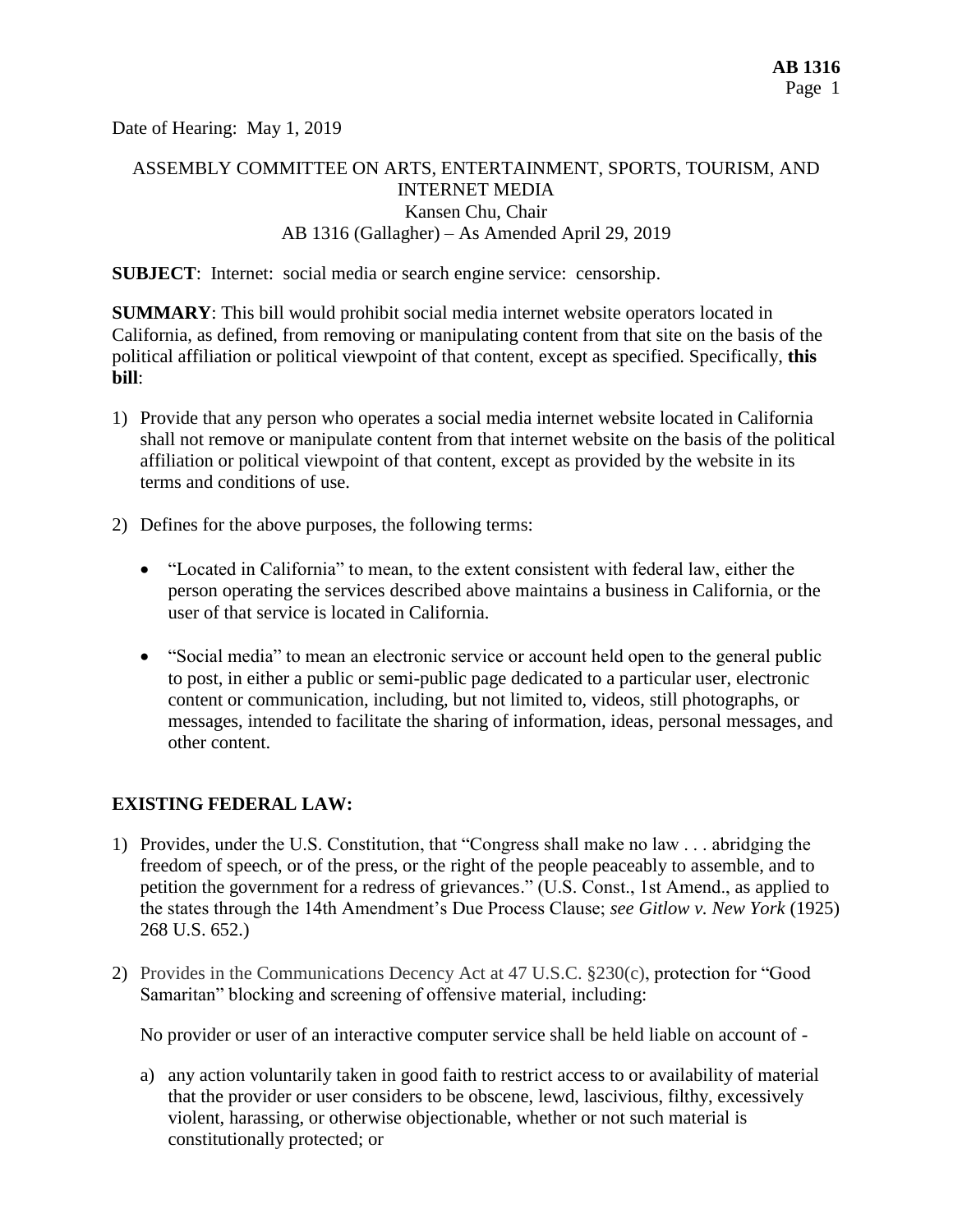Date of Hearing: May 1, 2019

ASSEMBLY COMMITTEE ON ARTS, ENTERTAINMENT, SPORTS, TOURISM, AND INTERNET MEDIA
Kansen Chu, Chair
AB 1316 (Gallagher) – As Amended April 29, 2019

**SUBJECT**: Internet: social media or search engine service: censorship.

**SUMMARY**: This bill would prohibit social media internet website operators located in California, as defined, from removing or manipulating content from that site on the basis of the political affiliation or political viewpoint of that content, except as specified. Specifically, **this bill**:

1) Provide that any person who operates a social media internet website located in California shall not remove or manipulate content from that internet website on the basis of the political affiliation or political viewpoint of that content, except as provided by the website in its terms and conditions of use.

2) Defines for the above purposes, the following terms:

   - "Located in California" to mean, to the extent consistent with federal law, either the person operating the services described above maintains a business in California, or the user of that service is located in California.

   - "Social media" to mean an electronic service or account held open to the general public to post, in either a public or semi-public page dedicated to a particular user, electronic content or communication, including, but not limited to, videos, still photographs, or messages, intended to facilitate the sharing of information, ideas, personal messages, and other content.

**EXISTING FEDERAL LAW:**

1) Provides, under the U.S. Constitution, that "Congress shall make no law . . . abridging the freedom of speech, or of the press, or the right of the people peaceably to assemble, and to petition the government for a redress of grievances." (U.S. Const., 1st Amend., as applied to the states through the 14th Amendment's Due Process Clause; *see Gitlow v. New York* (1925) 268 U.S. 652.)

2) Provides in the Communications Decency Act at 47 U.S.C. §230(c), protection for "Good Samaritan" blocking and screening of offensive material, including:

   No provider or user of an interactive computer service shall be held liable on account of -

   a) any action voluntarily taken in good faith to restrict access to or availability of material that the provider or user considers to be obscene, lewd, lascivious, filthy, excessively violent, harassing, or otherwise objectionable, whether or not such material is constitutionally protected; or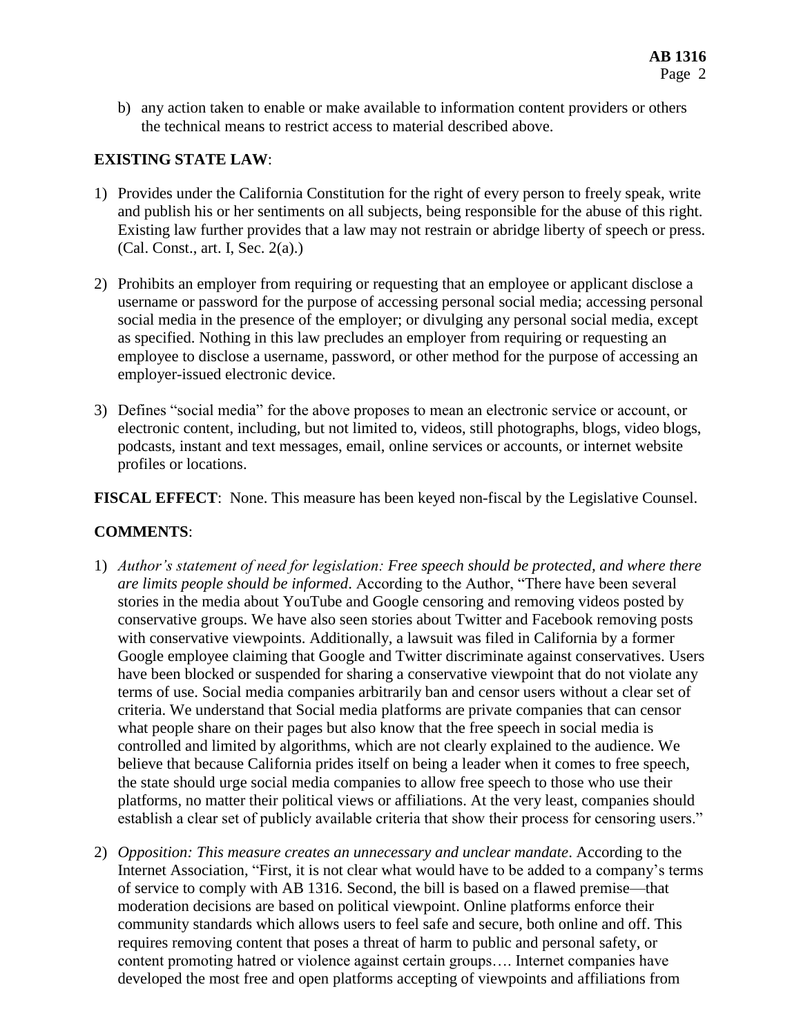b) any action taken to enable or make available to information content providers or others the technical means to restrict access to material described above.

**EXISTING STATE LAW**:

1) Provides under the California Constitution for the right of every person to freely speak, write and publish his or her sentiments on all subjects, being responsible for the abuse of this right. Existing law further provides that a law may not restrain or abridge liberty of speech or press. (Cal. Const., art. I, Sec. 2(a).)

2) Prohibits an employer from requiring or requesting that an employee or applicant disclose a username or password for the purpose of accessing personal social media; accessing personal social media in the presence of the employer; or divulging any personal social media, except as specified. Nothing in this law precludes an employer from requiring or requesting an employee to disclose a username, password, or other method for the purpose of accessing an employer-issued electronic device.

3) Defines "social media" for the above proposes to mean an electronic service or account, or electronic content, including, but not limited to, videos, still photographs, blogs, video blogs, podcasts, instant and text messages, email, online services or accounts, or internet website profiles or locations.

**FISCAL EFFECT**: None. This measure has been keyed non-fiscal by the Legislative Counsel.

**COMMENTS**:

1) *Author's statement of need for legislation: Free speech should be protected, and where there are limits people should be informed*. According to the Author, "There have been several stories in the media about YouTube and Google censoring and removing videos posted by conservative groups. We have also seen stories about Twitter and Facebook removing posts with conservative viewpoints. Additionally, a lawsuit was filed in California by a former Google employee claiming that Google and Twitter discriminate against conservatives. Users have been blocked or suspended for sharing a conservative viewpoint that do not violate any terms of use. Social media companies arbitrarily ban and censor users without a clear set of criteria. We understand that Social media platforms are private companies that can censor what people share on their pages but also know that the free speech in social media is controlled and limited by algorithms, which are not clearly explained to the audience. We believe that because California prides itself on being a leader when it comes to free speech, the state should urge social media companies to allow free speech to those who use their platforms, no matter their political views or affiliations. At the very least, companies should establish a clear set of publicly available criteria that show their process for censoring users."

2) *Opposition: This measure creates an unnecessary and unclear mandate*. According to the Internet Association, "First, it is not clear what would have to be added to a company's terms of service to comply with AB 1316. Second, the bill is based on a flawed premise—that moderation decisions are based on political viewpoint. Online platforms enforce their community standards which allows users to feel safe and secure, both online and off. This requires removing content that poses a threat of harm to public and personal safety, or content promoting hatred or violence against certain groups…. Internet companies have developed the most free and open platforms accepting of viewpoints and affiliations from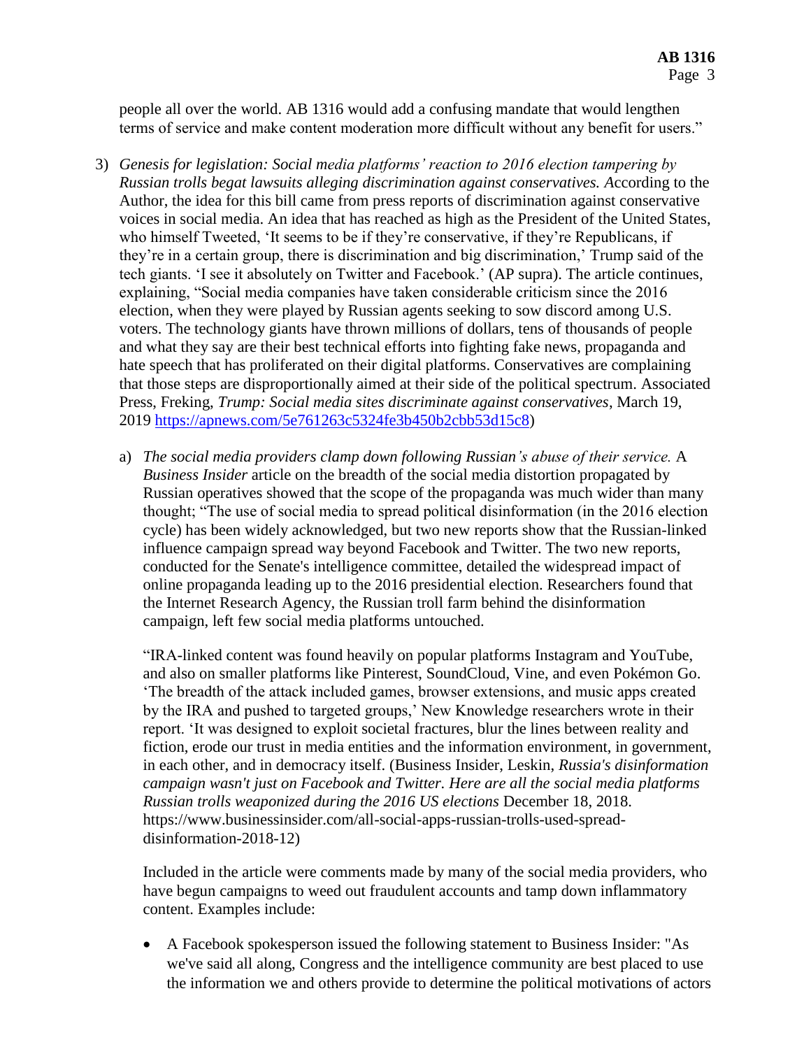people all over the world. AB 1316 would add a confusing mandate that would lengthen terms of service and make content moderation more difficult without any benefit for users."

3) *Genesis for legislation: Social media platforms' reaction to 2016 election tampering by Russian trolls begat lawsuits alleging discrimination against conservatives.* According to the Author, the idea for this bill came from press reports of discrimination against conservative voices in social media. An idea that has reached as high as the President of the United States, who himself Tweeted, 'It seems to be if they're conservative, if they're Republicans, if they're in a certain group, there is discrimination and big discrimination,' Trump said of the tech giants. 'I see it absolutely on Twitter and Facebook.' (AP supra). The article continues, explaining, "Social media companies have taken considerable criticism since the 2016 election, when they were played by Russian agents seeking to sow discord among U.S. voters. The technology giants have thrown millions of dollars, tens of thousands of people and what they say are their best technical efforts into fighting fake news, propaganda and hate speech that has proliferated on their digital platforms. Conservatives are complaining that those steps are disproportionally aimed at their side of the political spectrum. Associated Press, Freking, *Trump: Social media sites discriminate against conservatives*, March 19, 2019 https://apnews.com/5e761263c5324fe3b450b2cbb53d15c8)

   a) *The social media providers clamp down following Russian's abuse of their service.* A *Business Insider* article on the breadth of the social media distortion propagated by Russian operatives showed that the scope of the propaganda was much wider than many thought; "The use of social media to spread political disinformation (in the 2016 election cycle) has been widely acknowledged, but two new reports show that the Russian-linked influence campaign spread way beyond Facebook and Twitter. The two new reports, conducted for the Senate's intelligence committee, detailed the widespread impact of online propaganda leading up to the 2016 presidential election. Researchers found that the Internet Research Agency, the Russian troll farm behind the disinformation campaign, left few social media platforms untouched.

   "IRA-linked content was found heavily on popular platforms Instagram and YouTube, and also on smaller platforms like Pinterest, SoundCloud, Vine, and even Pokémon Go. 'The breadth of the attack included games, browser extensions, and music apps created by the IRA and pushed to targeted groups,' New Knowledge researchers wrote in their report. 'It was designed to exploit societal fractures, blur the lines between reality and fiction, erode our trust in media entities and the information environment, in government, in each other, and in democracy itself. (Business Insider, Leskin, *Russia's disinformation campaign wasn't just on Facebook and Twitter. Here are all the social media platforms Russian trolls weaponized during the 2016 US elections* December 18, 2018. https://www.businessinsider.com/all-social-apps-russian-trolls-used-spread-disinformation-2018-12)

   Included in the article were comments made by many of the social media providers, who have begun campaigns to weed out fraudulent accounts and tamp down inflammatory content. Examples include:

   - A Facebook spokesperson issued the following statement to Business Insider: "As we've said all along, Congress and the intelligence community are best placed to use the information we and others provide to determine the political motivations of actors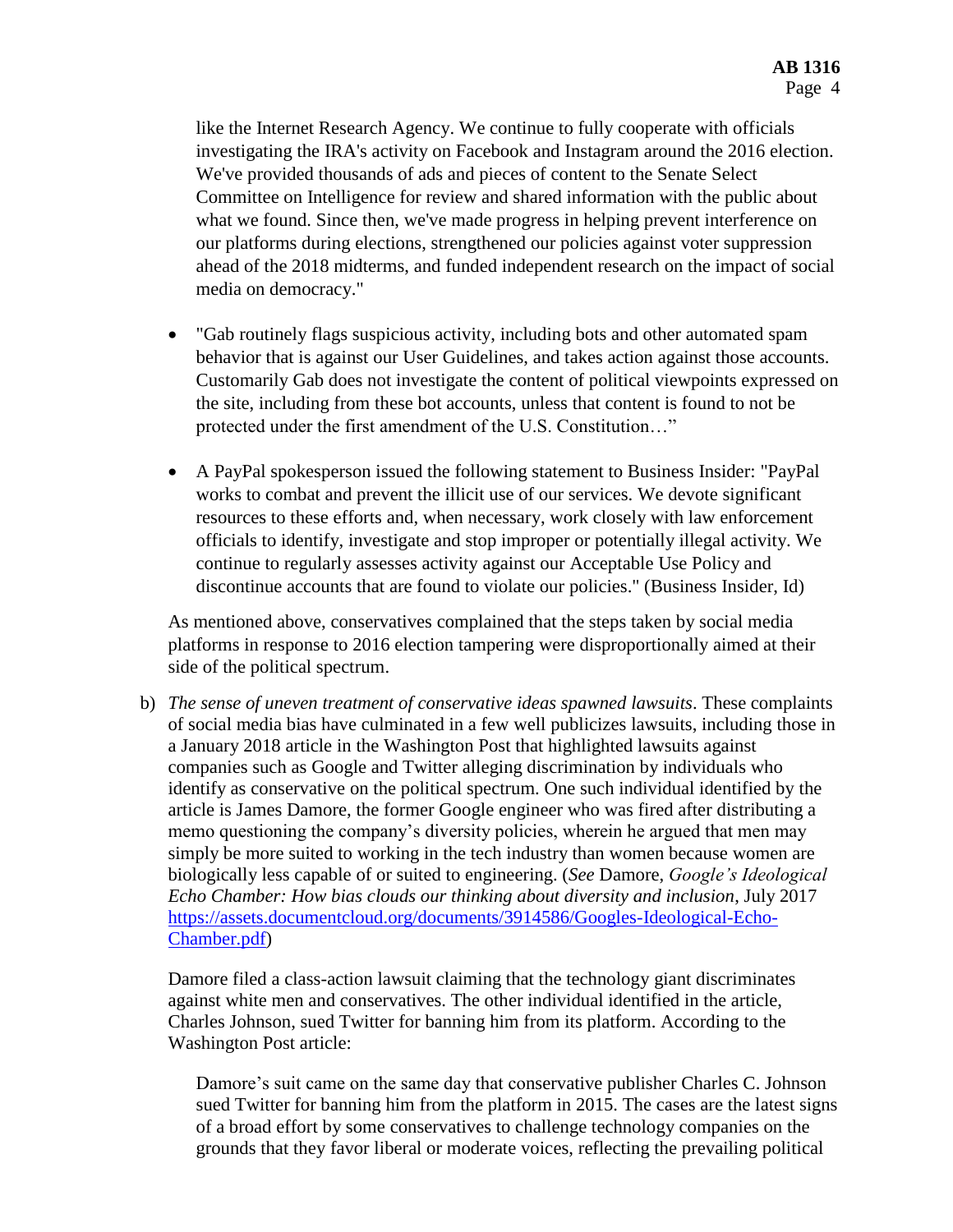like the Internet Research Agency. We continue to fully cooperate with officials investigating the IRA's activity on Facebook and Instagram around the 2016 election. We've provided thousands of ads and pieces of content to the Senate Select Committee on Intelligence for review and shared information with the public about what we found. Since then, we've made progress in helping prevent interference on our platforms during elections, strengthened our policies against voter suppression ahead of the 2018 midterms, and funded independent research on the impact of social media on democracy."

- "Gab routinely flags suspicious activity, including bots and other automated spam behavior that is against our User Guidelines, and takes action against those accounts. Customarily Gab does not investigate the content of political viewpoints expressed on the site, including from these bot accounts, unless that content is found to not be protected under the first amendment of the U.S. Constitution…"
- A PayPal spokesperson issued the following statement to Business Insider: "PayPal works to combat and prevent the illicit use of our services. We devote significant resources to these efforts and, when necessary, work closely with law enforcement officials to identify, investigate and stop improper or potentially illegal activity. We continue to regularly assesses activity against our Acceptable Use Policy and discontinue accounts that are found to violate our policies." (Business Insider, Id)

As mentioned above, conservatives complained that the steps taken by social media platforms in response to 2016 election tampering were disproportionally aimed at their side of the political spectrum.

b) *The sense of uneven treatment of conservative ideas spawned lawsuits*. These complaints of social media bias have culminated in a few well publicizes lawsuits, including those in a January 2018 article in the Washington Post that highlighted lawsuits against companies such as Google and Twitter alleging discrimination by individuals who identify as conservative on the political spectrum. One such individual identified by the article is James Damore, the former Google engineer who was fired after distributing a memo questioning the company's diversity policies, wherein he argued that men may simply be more suited to working in the tech industry than women because women are biologically less capable of or suited to engineering. (*See* Damore, *Google's Ideological Echo Chamber: How bias clouds our thinking about diversity and inclusion*, July 2017 [https://assets.documentcloud.org/documents/3914586/Googles-Ideological-Echo-Chamber.pdf](https://assets.documentcloud.org/documents/3914586/Googles-Ideological-Echo-Chamber.pdf))

Damore filed a class-action lawsuit claiming that the technology giant discriminates against white men and conservatives. The other individual identified in the article, Charles Johnson, sued Twitter for banning him from its platform. According to the Washington Post article:

> Damore's suit came on the same day that conservative publisher Charles C. Johnson sued Twitter for banning him from the platform in 2015. The cases are the latest signs of a broad effort by some conservatives to challenge technology companies on the grounds that they favor liberal or moderate voices, reflecting the prevailing political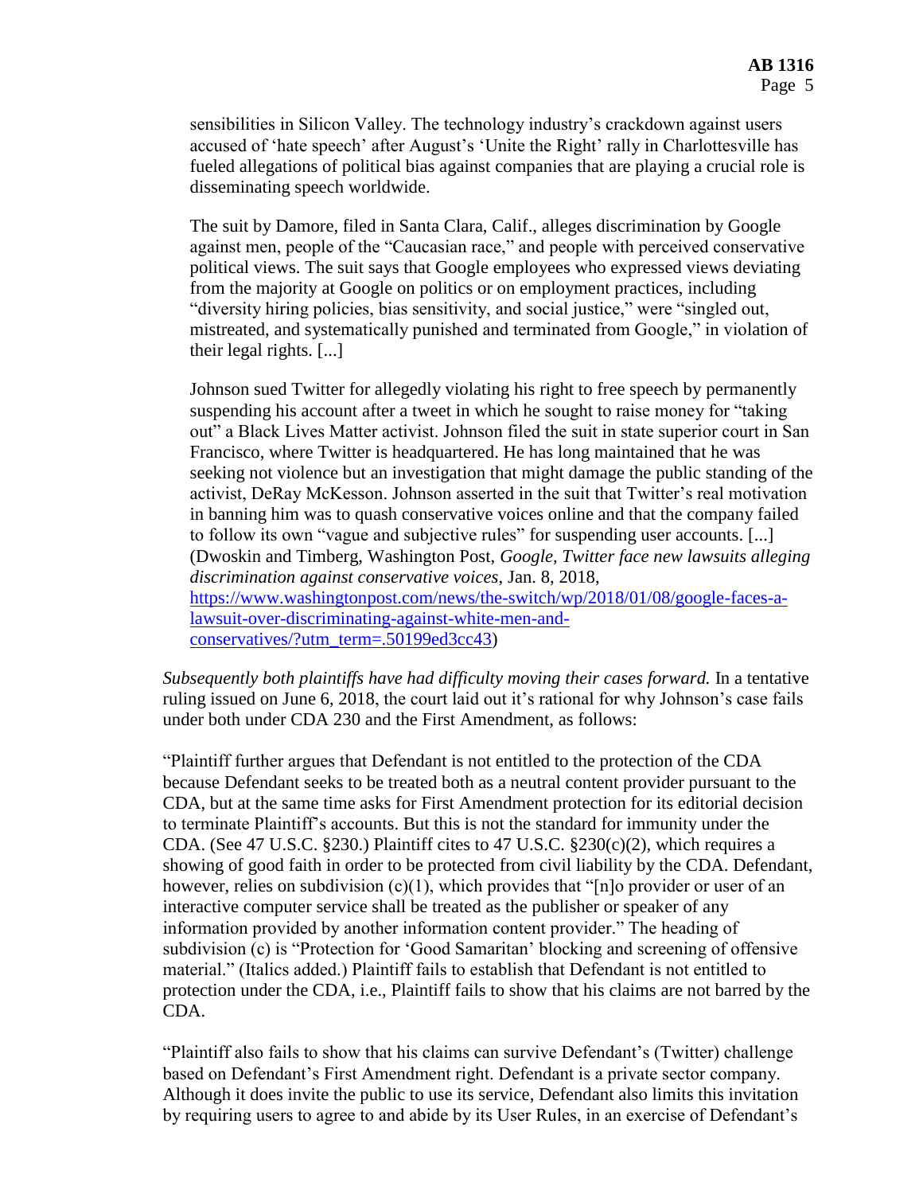sensibilities in Silicon Valley. The technology industry's crackdown against users accused of 'hate speech' after August's 'Unite the Right' rally in Charlottesville has fueled allegations of political bias against companies that are playing a crucial role is disseminating speech worldwide.

> The suit by Damore, filed in Santa Clara, Calif., alleges discrimination by Google against men, people of the "Caucasian race," and people with perceived conservative political views. The suit says that Google employees who expressed views deviating from the majority at Google on politics or on employment practices, including "diversity hiring policies, bias sensitivity, and social justice," were "singled out, mistreated, and systematically punished and terminated from Google," in violation of their legal rights. [...]
>
> Johnson sued Twitter for allegedly violating his right to free speech by permanently suspending his account after a tweet in which he sought to raise money for "taking out" a Black Lives Matter activist. Johnson filed the suit in state superior court in San Francisco, where Twitter is headquartered. He has long maintained that he was seeking not violence but an investigation that might damage the public standing of the activist, DeRay McKesson. Johnson asserted in the suit that Twitter's real motivation in banning him was to quash conservative voices online and that the company failed to follow its own "vague and subjective rules" for suspending user accounts. [...] (Dwoskin and Timberg, Washington Post, *Google, Twitter face new lawsuits alleging discrimination against conservative voices*, Jan. 8, 2018, https://www.washingtonpost.com/news/the-switch/wp/2018/01/08/google-faces-a-lawsuit-over-discriminating-against-white-men-and-conservatives/?utm_term=.50199ed3cc43)

*Subsequently both plaintiffs have had difficulty moving their cases forward.* In a tentative ruling issued on June 6, 2018, the court laid out it's rational for why Johnson's case fails under both under CDA 230 and the First Amendment, as follows:

"Plaintiff further argues that Defendant is not entitled to the protection of the CDA because Defendant seeks to be treated both as a neutral content provider pursuant to the CDA, but at the same time asks for First Amendment protection for its editorial decision to terminate Plaintiff's accounts. But this is not the standard for immunity under the CDA. (See 47 U.S.C. §230.) Plaintiff cites to 47 U.S.C. §230(c)(2), which requires a showing of good faith in order to be protected from civil liability by the CDA. Defendant, however, relies on subdivision (c)(1), which provides that "[n]o provider or user of an interactive computer service shall be treated as the publisher or speaker of any information provided by another information content provider." The heading of subdivision (c) is "Protection for 'Good Samaritan' blocking and screening of offensive material." (Italics added.) Plaintiff fails to establish that Defendant is not entitled to protection under the CDA, i.e., Plaintiff fails to show that his claims are not barred by the CDA.

"Plaintiff also fails to show that his claims can survive Defendant's (Twitter) challenge based on Defendant's First Amendment right. Defendant is a private sector company. Although it does invite the public to use its service, Defendant also limits this invitation by requiring users to agree to and abide by its User Rules, in an exercise of Defendant's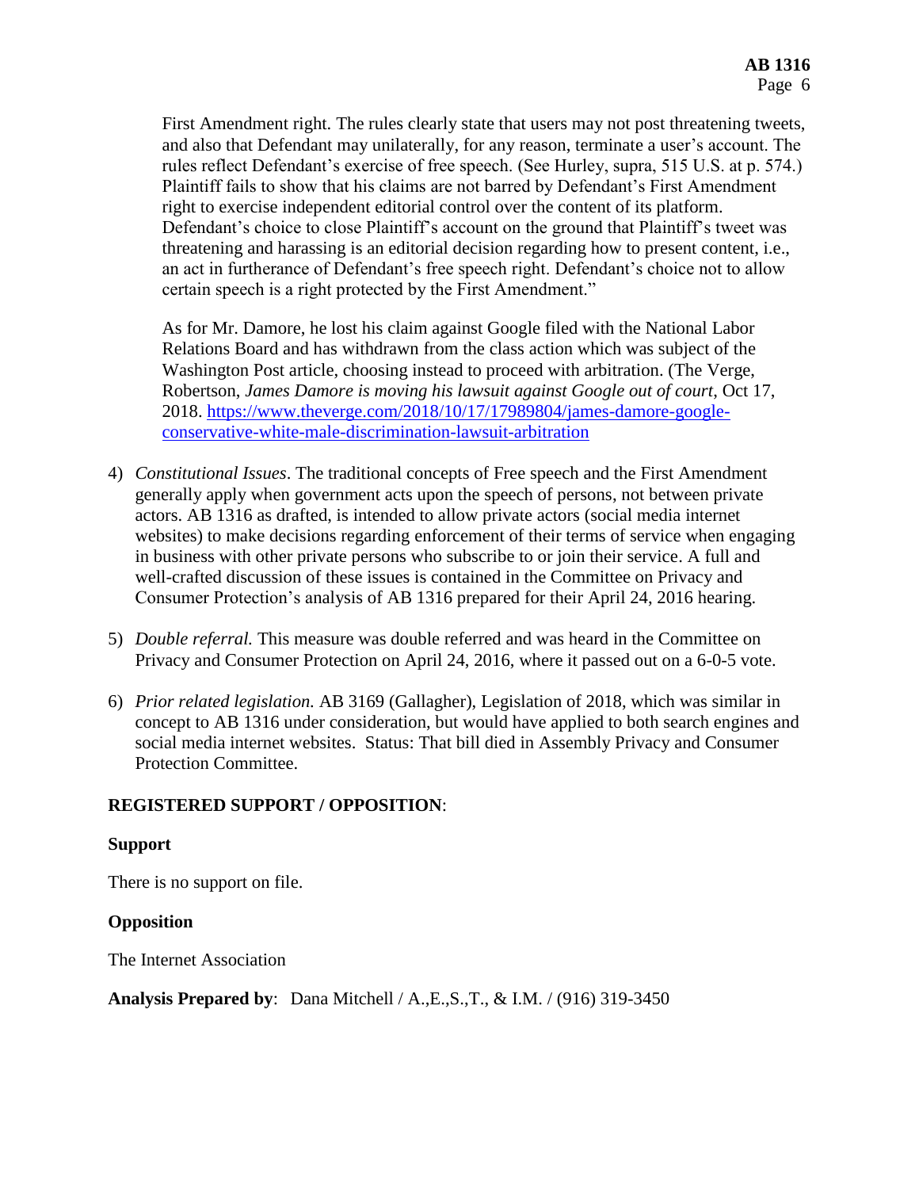First Amendment right. The rules clearly state that users may not post threatening tweets, and also that Defendant may unilaterally, for any reason, terminate a user's account. The rules reflect Defendant's exercise of free speech. (See Hurley, supra, 515 U.S. at p. 574.) Plaintiff fails to show that his claims are not barred by Defendant's First Amendment right to exercise independent editorial control over the content of its platform. Defendant's choice to close Plaintiff's account on the ground that Plaintiff's tweet was threatening and harassing is an editorial decision regarding how to present content, i.e., an act in furtherance of Defendant's free speech right. Defendant's choice not to allow certain speech is a right protected by the First Amendment."

As for Mr. Damore, he lost his claim against Google filed with the National Labor Relations Board and has withdrawn from the class action which was subject of the Washington Post article, choosing instead to proceed with arbitration. (The Verge, Robertson, *James Damore is moving his lawsuit against Google out of court*, Oct 17, 2018. [https://www.theverge.com/2018/10/17/17989804/james-damore-google-conservative-white-male-discrimination-lawsuit-arbitration](https://www.theverge.com/2018/10/17/17989804/james-damore-google-conservative-white-male-discrimination-lawsuit-arbitration)

4) *Constitutional Issues*. The traditional concepts of Free speech and the First Amendment generally apply when government acts upon the speech of persons, not between private actors. AB 1316 as drafted, is intended to allow private actors (social media internet websites) to make decisions regarding enforcement of their terms of service when engaging in business with other private persons who subscribe to or join their service. A full and well-crafted discussion of these issues is contained in the Committee on Privacy and Consumer Protection's analysis of AB 1316 prepared for their April 24, 2016 hearing.

5) *Double referral.* This measure was double referred and was heard in the Committee on Privacy and Consumer Protection on April 24, 2016, where it passed out on a 6-0-5 vote.

6) *Prior related legislation.* AB 3169 (Gallagher), Legislation of 2018, which was similar in concept to AB 1316 under consideration, but would have applied to both search engines and social media internet websites. Status: That bill died in Assembly Privacy and Consumer Protection Committee.

## REGISTERED SUPPORT / OPPOSITION:

### Support

There is no support on file.

### Opposition

The Internet Association

**Analysis Prepared by**: Dana Mitchell / A.,E.,S.,T., & I.M. / (916) 319-3450